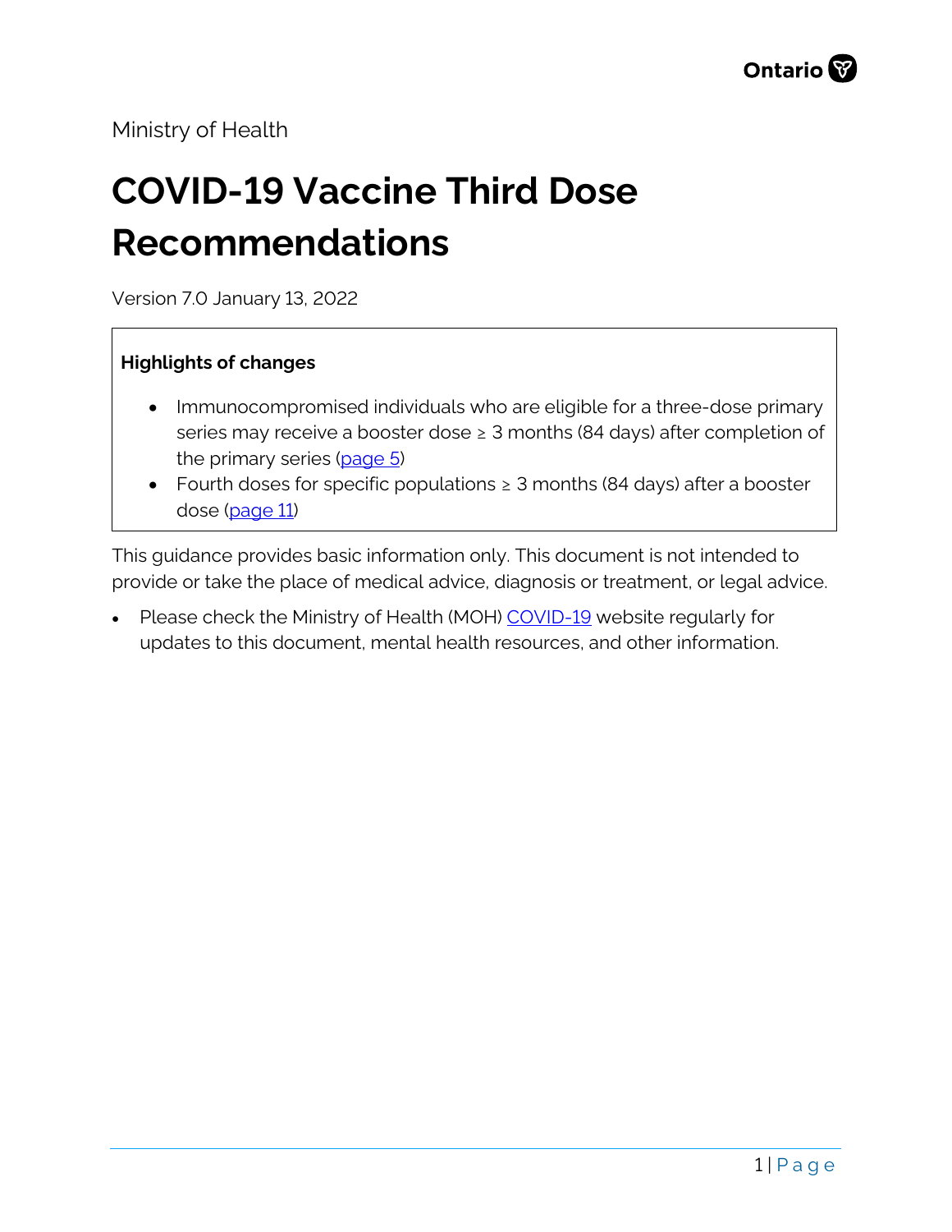Ministry of Health

# COVID-19 Vaccine Third Dose Recommendations

Version 7.0 January 13, 2022

**Highlights of changes**

- Immunocompromised individuals who are eligible for a three-dose primary series may receive a booster dose ≥ 3 months (84 days) after completion of the primary series (page 5)
- Fourth doses for specific populations ≥ 3 months (84 days) after a booster dose (page 11)

This guidance provides basic information only. This document is not intended to provide or take the place of medical advice, diagnosis or treatment, or legal advice.

- Please check the Ministry of Health (MOH) COVID-19 website regularly for updates to this document, mental health resources, and other information.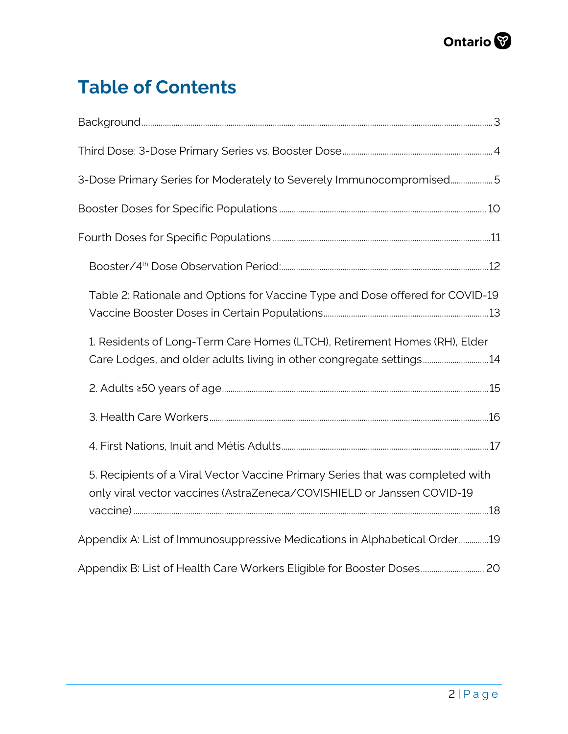# Table of Contents

Background ... 3

Third Dose: 3-Dose Primary Series vs. Booster Dose ... 4

3-Dose Primary Series for Moderately to Severely Immunocompromised ... 5

Booster Doses for Specific Populations ... 10

Fourth Doses for Specific Populations ... 11

- Booster/4th Dose Observation Period: ... 12
- Table 2: Rationale and Options for Vaccine Type and Dose offered for COVID-19 Vaccine Booster Doses in Certain Populations ... 13
- 1. Residents of Long-Term Care Homes (LTCH), Retirement Homes (RH), Elder Care Lodges, and older adults living in other congregate settings ... 14
- 2. Adults ≥50 years of age ... 15
- 3. Health Care Workers ... 16
- 4. First Nations, Inuit and Métis Adults ... 17
- 5. Recipients of a Viral Vector Vaccine Primary Series that was completed with only viral vector vaccines (AstraZeneca/COVISHIELD or Janssen COVID-19 vaccine) ... 18

Appendix A: List of Immunosuppressive Medications in Alphabetical Order ... 19

Appendix B: List of Health Care Workers Eligible for Booster Doses ... 20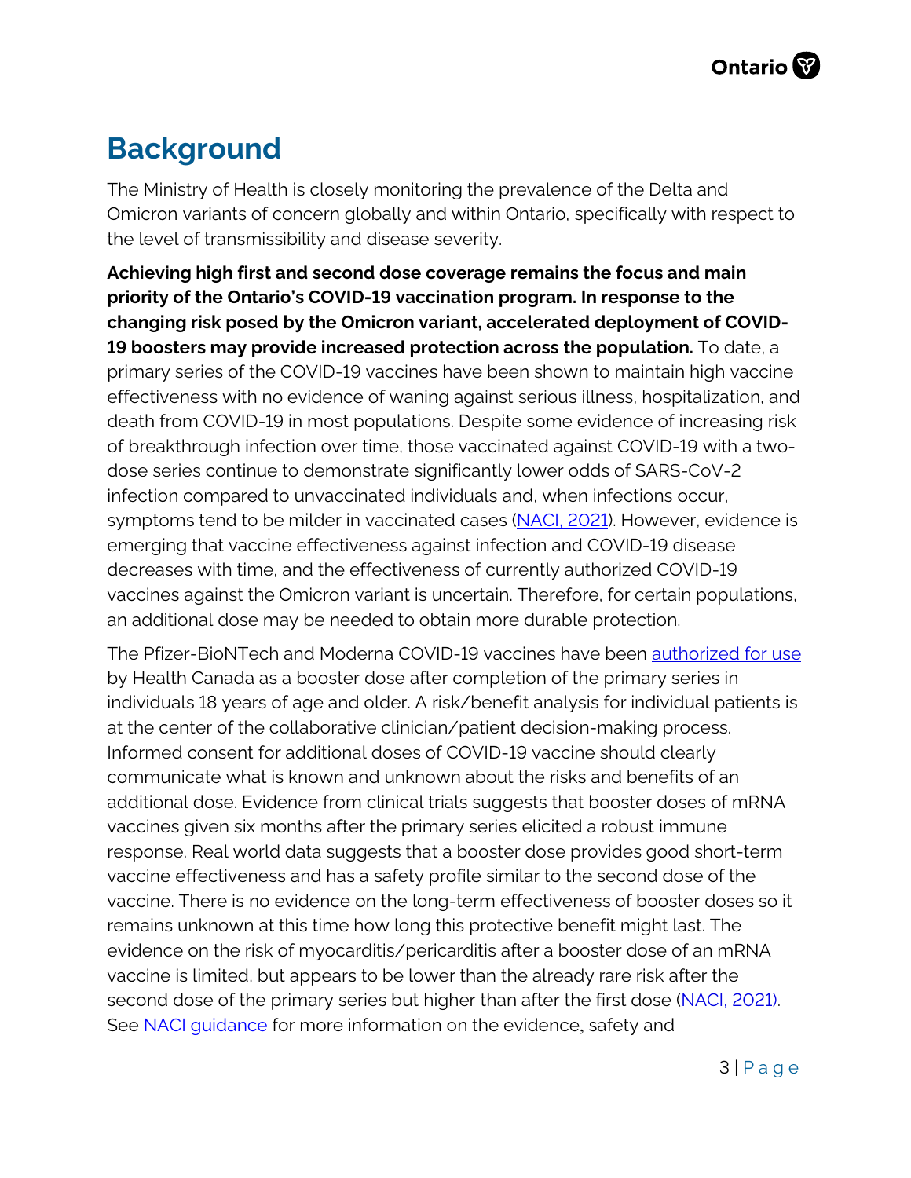# Background

The Ministry of Health is closely monitoring the prevalence of the Delta and Omicron variants of concern globally and within Ontario, specifically with respect to the level of transmissibility and disease severity.

**Achieving high first and second dose coverage remains the focus and main priority of the Ontario's COVID-19 vaccination program. In response to the changing risk posed by the Omicron variant, accelerated deployment of COVID-19 boosters may provide increased protection across the population.** To date, a primary series of the COVID-19 vaccines have been shown to maintain high vaccine effectiveness with no evidence of waning against serious illness, hospitalization, and death from COVID-19 in most populations. Despite some evidence of increasing risk of breakthrough infection over time, those vaccinated against COVID-19 with a two-dose series continue to demonstrate significantly lower odds of SARS-CoV-2 infection compared to unvaccinated individuals and, when infections occur, symptoms tend to be milder in vaccinated cases (NACI, 2021). However, evidence is emerging that vaccine effectiveness against infection and COVID-19 disease decreases with time, and the effectiveness of currently authorized COVID-19 vaccines against the Omicron variant is uncertain. Therefore, for certain populations, an additional dose may be needed to obtain more durable protection.

The Pfizer-BioNTech and Moderna COVID-19 vaccines have been authorized for use by Health Canada as a booster dose after completion of the primary series in individuals 18 years of age and older. A risk/benefit analysis for individual patients is at the center of the collaborative clinician/patient decision-making process. Informed consent for additional doses of COVID-19 vaccine should clearly communicate what is known and unknown about the risks and benefits of an additional dose. Evidence from clinical trials suggests that booster doses of mRNA vaccines given six months after the primary series elicited a robust immune response. Real world data suggests that a booster dose provides good short-term vaccine effectiveness and has a safety profile similar to the second dose of the vaccine. There is no evidence on the long-term effectiveness of booster doses so it remains unknown at this time how long this protective benefit might last. The evidence on the risk of myocarditis/pericarditis after a booster dose of an mRNA vaccine is limited, but appears to be lower than the already rare risk after the second dose of the primary series but higher than after the first dose (NACI, 2021). See NACI guidance for more information on the evidence, safety and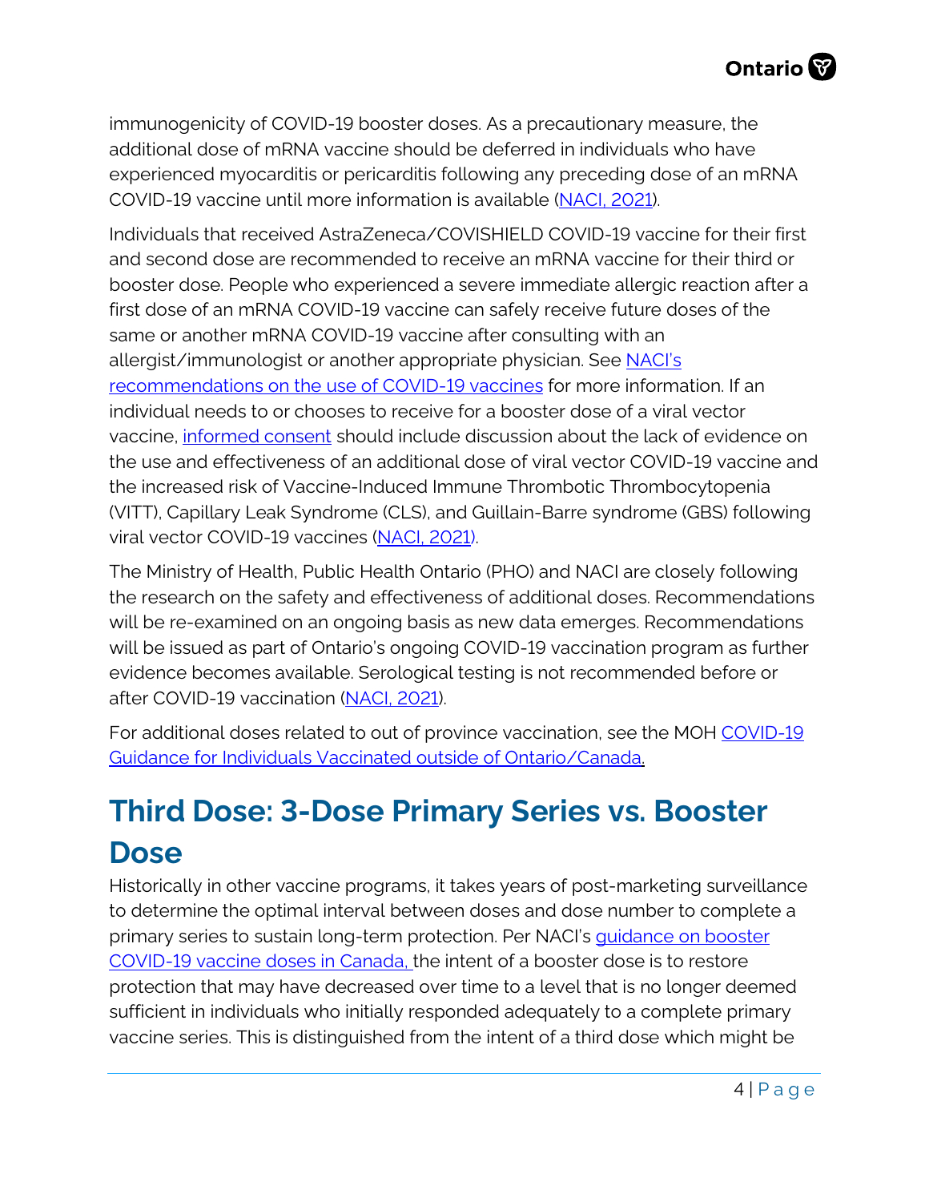immunogenicity of COVID-19 booster doses. As a precautionary measure, the additional dose of mRNA vaccine should be deferred in individuals who have experienced myocarditis or pericarditis following any preceding dose of an mRNA COVID-19 vaccine until more information is available (NACI, 2021).

Individuals that received AstraZeneca/COVISHIELD COVID-19 vaccine for their first and second dose are recommended to receive an mRNA vaccine for their third or booster dose. People who experienced a severe immediate allergic reaction after a first dose of an mRNA COVID-19 vaccine can safely receive future doses of the same or another mRNA COVID-19 vaccine after consulting with an allergist/immunologist or another appropriate physician. See NACI's recommendations on the use of COVID-19 vaccines for more information. If an individual needs to or chooses to receive for a booster dose of a viral vector vaccine, informed consent should include discussion about the lack of evidence on the use and effectiveness of an additional dose of viral vector COVID-19 vaccine and the increased risk of Vaccine-Induced Immune Thrombotic Thrombocytopenia (VITT), Capillary Leak Syndrome (CLS), and Guillain-Barre syndrome (GBS) following viral vector COVID-19 vaccines (NACI, 2021).

The Ministry of Health, Public Health Ontario (PHO) and NACI are closely following the research on the safety and effectiveness of additional doses. Recommendations will be re-examined on an ongoing basis as new data emerges. Recommendations will be issued as part of Ontario's ongoing COVID-19 vaccination program as further evidence becomes available. Serological testing is not recommended before or after COVID-19 vaccination (NACI, 2021).

For additional doses related to out of province vaccination, see the MOH COVID-19 Guidance for Individuals Vaccinated outside of Ontario/Canada.

## Third Dose: 3-Dose Primary Series vs. Booster Dose

Historically in other vaccine programs, it takes years of post-marketing surveillance to determine the optimal interval between doses and dose number to complete a primary series to sustain long-term protection. Per NACI's guidance on booster COVID-19 vaccine doses in Canada, the intent of a booster dose is to restore protection that may have decreased over time to a level that is no longer deemed sufficient in individuals who initially responded adequately to a complete primary vaccine series. This is distinguished from the intent of a third dose which might be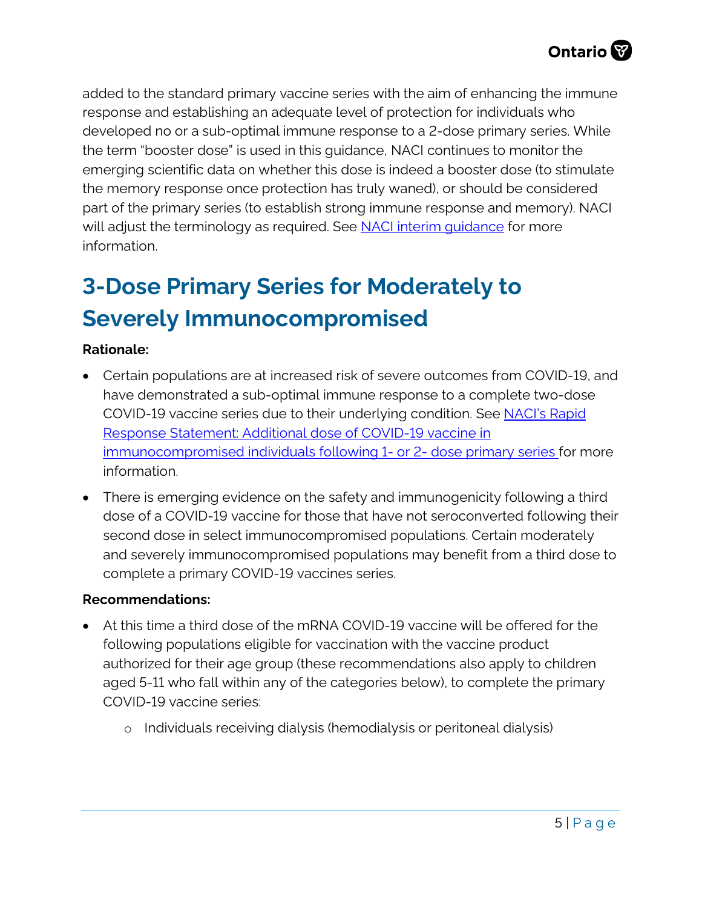added to the standard primary vaccine series with the aim of enhancing the immune response and establishing an adequate level of protection for individuals who developed no or a sub-optimal immune response to a 2-dose primary series. While the term "booster dose" is used in this guidance, NACI continues to monitor the emerging scientific data on whether this dose is indeed a booster dose (to stimulate the memory response once protection has truly waned), or should be considered part of the primary series (to establish strong immune response and memory). NACI will adjust the terminology as required. See NACI interim guidance for more information.

## 3-Dose Primary Series for Moderately to Severely Immunocompromised

**Rationale:**

- Certain populations are at increased risk of severe outcomes from COVID-19, and have demonstrated a sub-optimal immune response to a complete two-dose COVID-19 vaccine series due to their underlying condition. See NACI's Rapid Response Statement: Additional dose of COVID-19 vaccine in immunocompromised individuals following 1- or 2- dose primary series for more information.
- There is emerging evidence on the safety and immunogenicity following a third dose of a COVID-19 vaccine for those that have not seroconverted following their second dose in select immunocompromised populations. Certain moderately and severely immunocompromised populations may benefit from a third dose to complete a primary COVID-19 vaccines series.

**Recommendations:**

- At this time a third dose of the mRNA COVID-19 vaccine will be offered for the following populations eligible for vaccination with the vaccine product authorized for their age group (these recommendations also apply to children aged 5-11 who fall within any of the categories below), to complete the primary COVID-19 vaccine series:
  - Individuals receiving dialysis (hemodialysis or peritoneal dialysis)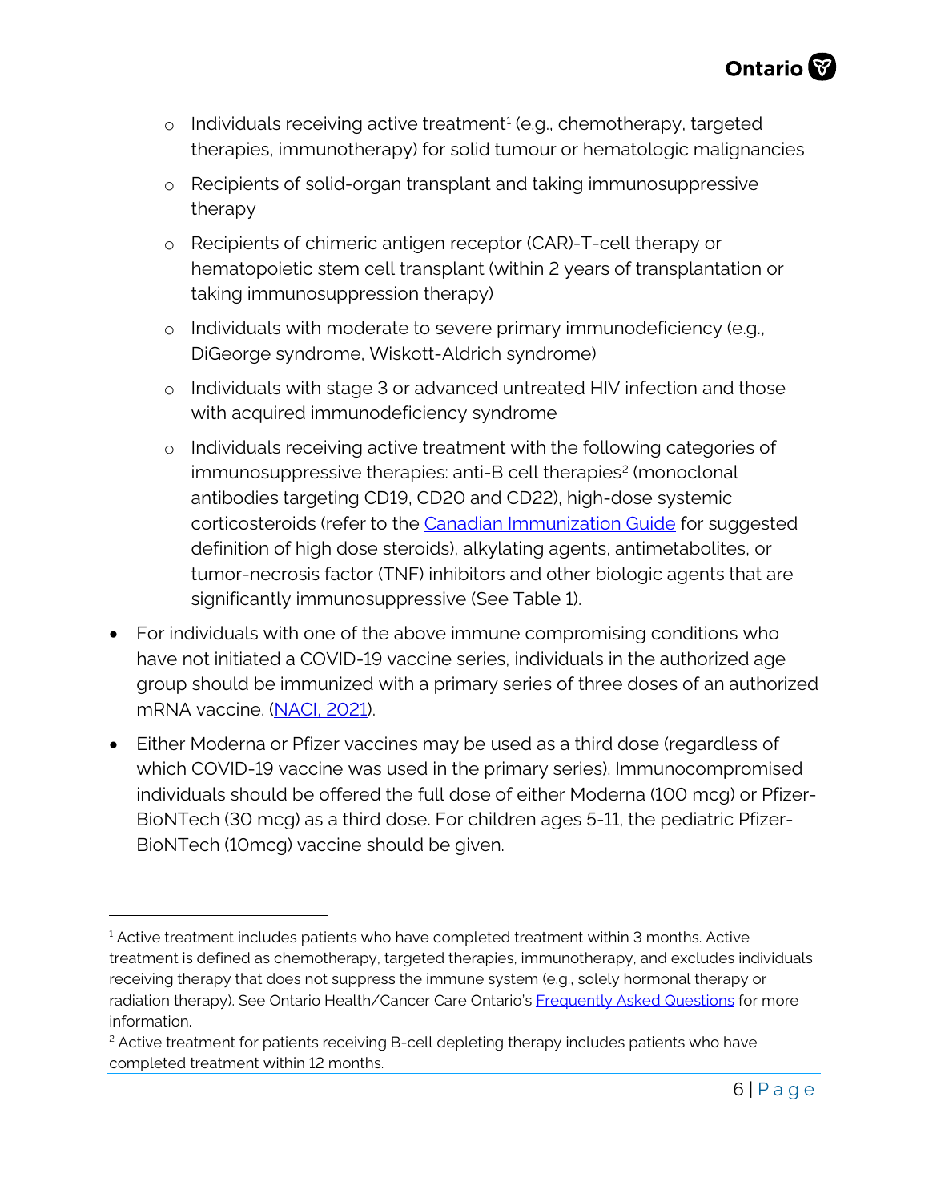- Individuals receiving active treatment[1] (e.g., chemotherapy, targeted therapies, immunotherapy) for solid tumour or hematologic malignancies
  - Recipients of solid-organ transplant and taking immunosuppressive therapy
  - Recipients of chimeric antigen receptor (CAR)-T-cell therapy or hematopoietic stem cell transplant (within 2 years of transplantation or taking immunosuppression therapy)
  - Individuals with moderate to severe primary immunodeficiency (e.g., DiGeorge syndrome, Wiskott-Aldrich syndrome)
  - Individuals with stage 3 or advanced untreated HIV infection and those with acquired immunodeficiency syndrome
  - Individuals receiving active treatment with the following categories of immunosuppressive therapies: anti-B cell therapies[2] (monoclonal antibodies targeting CD19, CD20 and CD22), high-dose systemic corticosteroids (refer to the [Canadian Immunization Guide]() for suggested definition of high dose steroids), alkylating agents, antimetabolites, or tumor-necrosis factor (TNF) inhibitors and other biologic agents that are significantly immunosuppressive (See Table 1).
- For individuals with one of the above immune compromising conditions who have not initiated a COVID-19 vaccine series, individuals in the authorized age group should be immunized with a primary series of three doses of an authorized mRNA vaccine. ([NACI, 2021]()).
- Either Moderna or Pfizer vaccines may be used as a third dose (regardless of which COVID-19 vaccine was used in the primary series). Immunocompromised individuals should be offered the full dose of either Moderna (100 mcg) or Pfizer-BioNTech (30 mcg) as a third dose. For children ages 5-11, the pediatric Pfizer-BioNTech (10mcg) vaccine should be given.

---

[1] Active treatment includes patients who have completed treatment within 3 months. Active treatment is defined as chemotherapy, targeted therapies, immunotherapy, and excludes individuals receiving therapy that does not suppress the immune system (e.g., solely hormonal therapy or radiation therapy). See Ontario Health/Cancer Care Ontario's [Frequently Asked Questions]() for more information.

[2] Active treatment for patients receiving B-cell depleting therapy includes patients who have completed treatment within 12 months.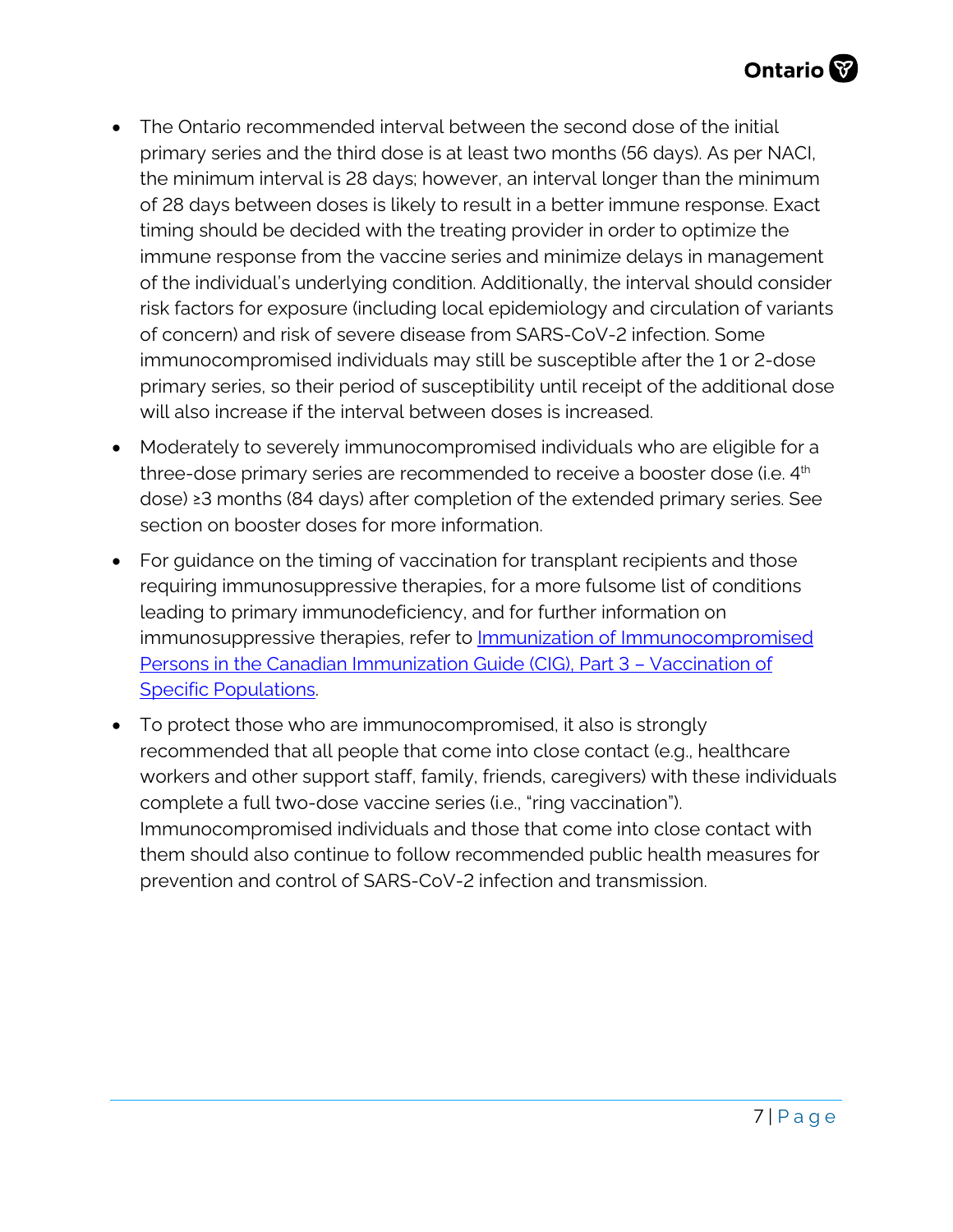- The Ontario recommended interval between the second dose of the initial primary series and the third dose is at least two months (56 days). As per NACI, the minimum interval is 28 days; however, an interval longer than the minimum of 28 days between doses is likely to result in a better immune response. Exact timing should be decided with the treating provider in order to optimize the immune response from the vaccine series and minimize delays in management of the individual's underlying condition. Additionally, the interval should consider risk factors for exposure (including local epidemiology and circulation of variants of concern) and risk of severe disease from SARS-CoV-2 infection. Some immunocompromised individuals may still be susceptible after the 1 or 2-dose primary series, so their period of susceptibility until receipt of the additional dose will also increase if the interval between doses is increased.
- Moderately to severely immunocompromised individuals who are eligible for a three-dose primary series are recommended to receive a booster dose (i.e. 4th dose) ≥3 months (84 days) after completion of the extended primary series. See section on booster doses for more information.
- For guidance on the timing of vaccination for transplant recipients and those requiring immunosuppressive therapies, for a more fulsome list of conditions leading to primary immunodeficiency, and for further information on immunosuppressive therapies, refer to [Immunization of Immunocompromised Persons in the Canadian Immunization Guide (CIG), Part 3 – Vaccination of Specific Populations]().
- To protect those who are immunocompromised, it also is strongly recommended that all people that come into close contact (e.g., healthcare workers and other support staff, family, friends, caregivers) with these individuals complete a full two-dose vaccine series (i.e., "ring vaccination"). Immunocompromised individuals and those that come into close contact with them should also continue to follow recommended public health measures for prevention and control of SARS-CoV-2 infection and transmission.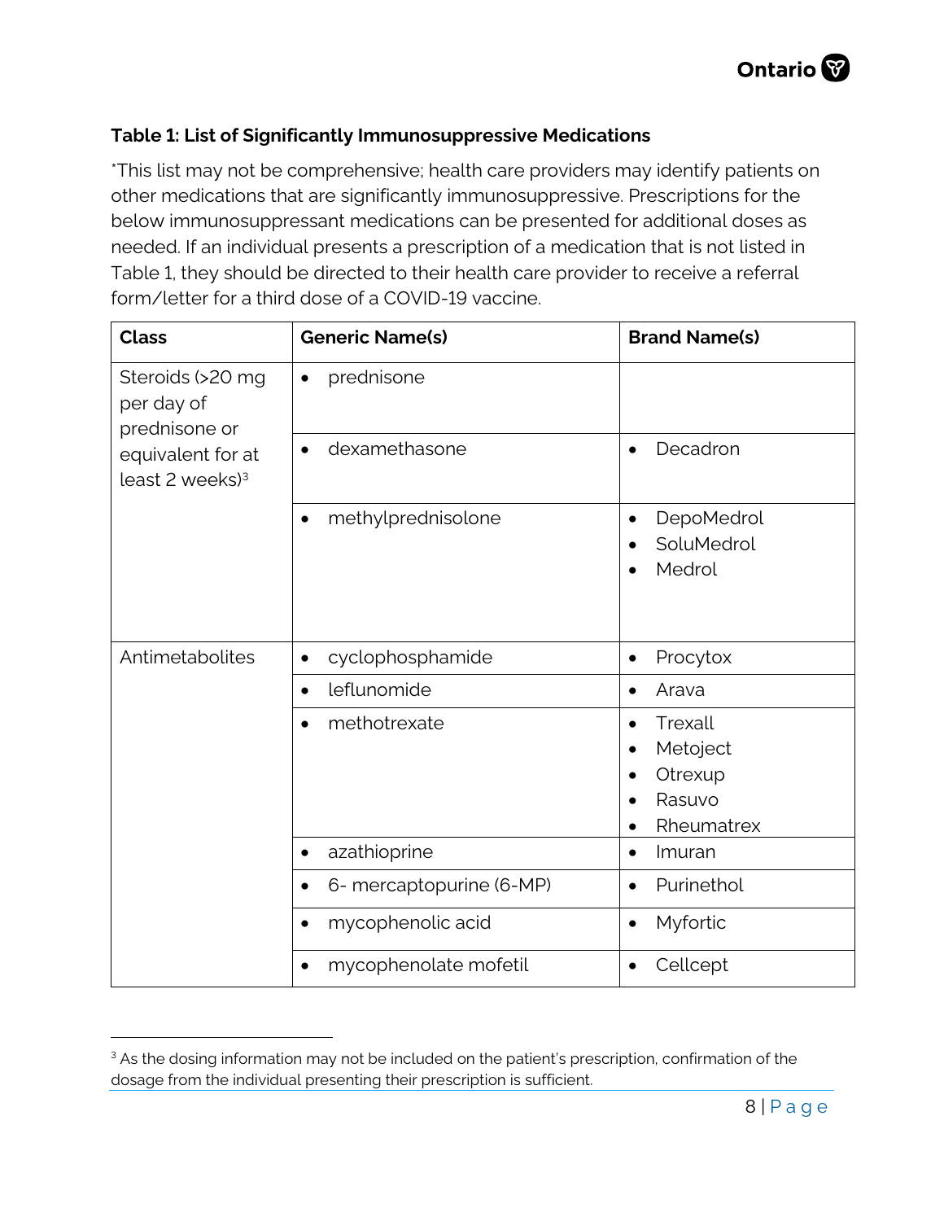### Table 1: List of Significantly Immunosuppressive Medications

*This list may not be comprehensive; health care providers may identify patients on other medications that are significantly immunosuppressive. Prescriptions for the below immunosuppressant medications can be presented for additional doses as needed. If an individual presents a prescription of a medication that is not listed in Table 1, they should be directed to their health care provider to receive a referral form/letter for a third dose of a COVID-19 vaccine.

| Class | Generic Name(s) | Brand Name(s) |
|---|---|---|
| Steroids (>20 mg per day of prednisone or equivalent for at least 2 weeks)[3] | • prednisone | |
| | • dexamethasone | • Decadron |
| | • methylprednisolone | • DepoMedrol<br>• SoluMedrol<br>• Medrol |
| Antimetabolites | • cyclophosphamide | • Procytox |
| | • leflunomide | • Arava |
| | • methotrexate | • Trexall<br>• Metoject<br>• Otrexup<br>• Rasuvo<br>• Rheumatrex |
| | • azathioprine | • Imuran |
| | • 6- mercaptopurine (6-MP) | • Purinethol |
| | • mycophenolic acid | • Myfortic |
| | • mycophenolate mofetil | • Cellcept |

[3] As the dosing information may not be included on the patient's prescription, confirmation of the dosage from the individual presenting their prescription is sufficient.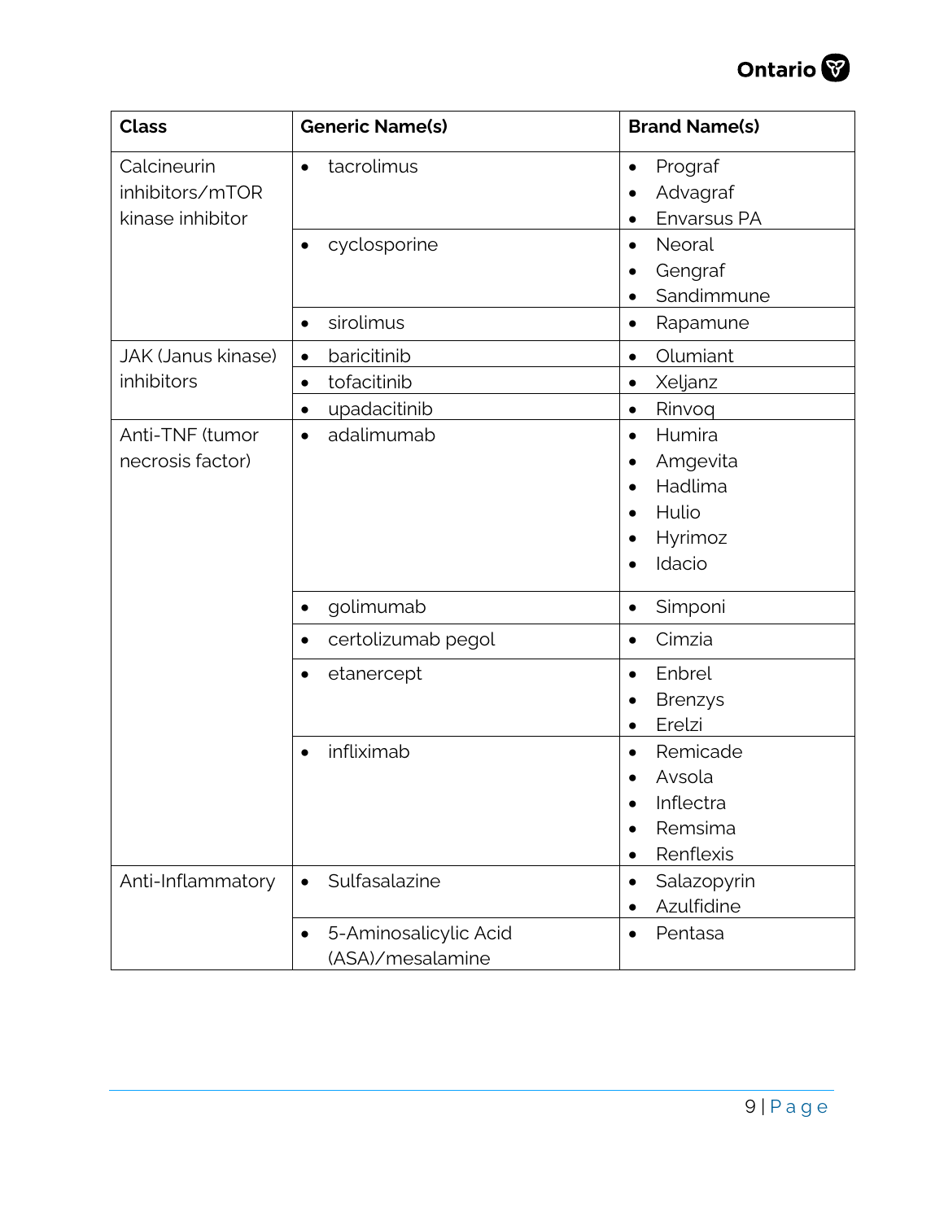| Class | Generic Name(s) | Brand Name(s) |
| --- | --- | --- |
| Calcineurin inhibitors/mTOR kinase inhibitor | • tacrolimus | • Prograf<br>• Advagraf<br>• Envarsus PA |
| | • cyclosporine | • Neoral<br>• Gengraf<br>• Sandimmune |
| | • sirolimus | • Rapamune |
| JAK (Janus kinase) inhibitors | • baricitinib | • Olumiant |
| | • tofacitinib | • Xeljanz |
| | • upadacitinib | • Rinvoq |
| Anti-TNF (tumor necrosis factor) | • adalimumab | • Humira<br>• Amgevita<br>• Hadlima<br>• Hulio<br>• Hyrimoz<br>• Idacio |
| | • golimumab | • Simponi |
| | • certolizumab pegol | • Cimzia |
| | • etanercept | • Enbrel<br>• Brenzys<br>• Erelzi |
| | • infliximab | • Remicade<br>• Avsola<br>• Inflectra<br>• Remsima<br>• Renflexis |
| Anti-Inflammatory | • Sulfasalazine | • Salazopyrin<br>• Azulfidine |
| | • 5-Aminosalicylic Acid (ASA)/mesalamine | • Pentasa |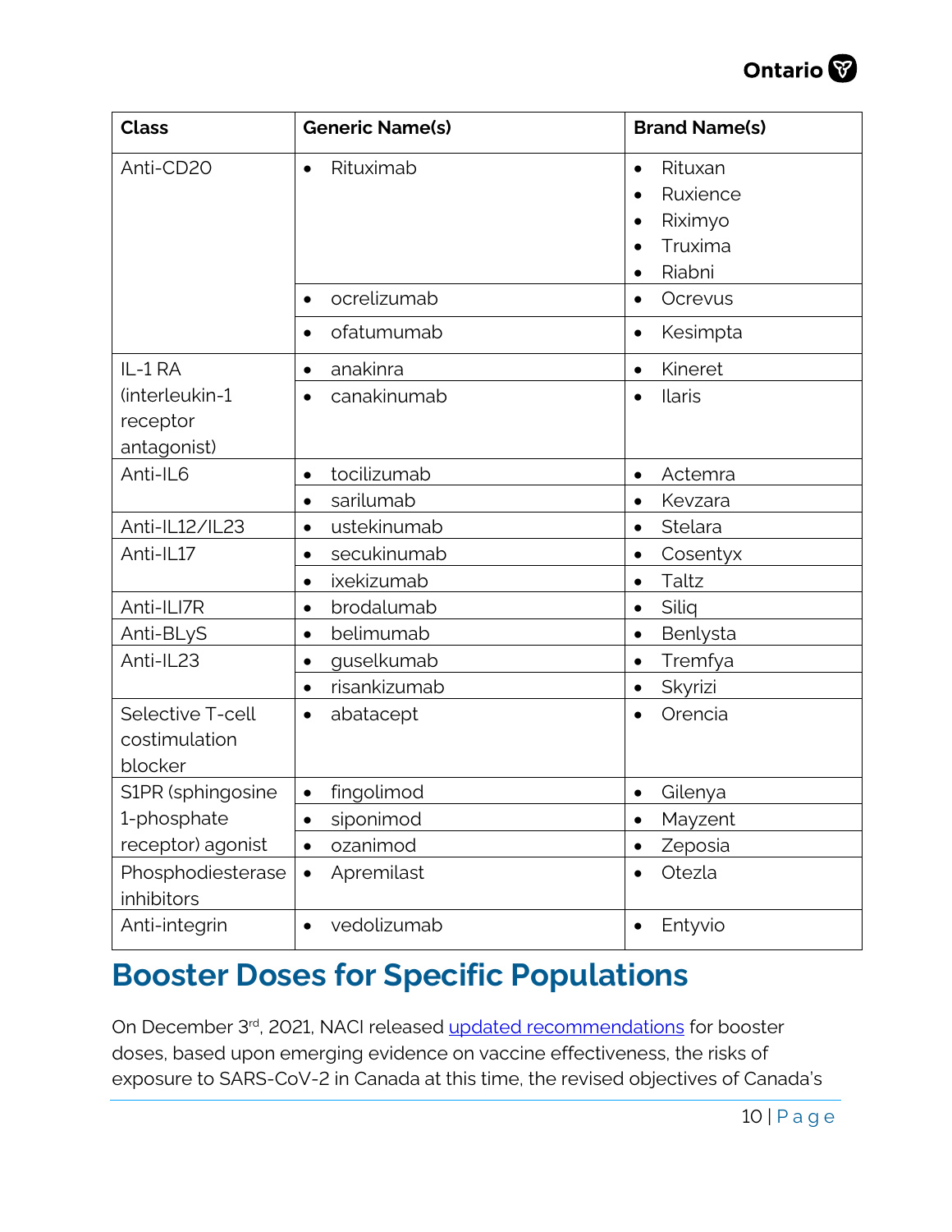| Class | Generic Name(s) | Brand Name(s) |
|---|---|---|
| Anti-CD20 | • Rituximab | • Rituxan<br>• Ruxience<br>• Riximyo<br>• Truxima<br>• Riabni |
| | • ocrelizumab | • Ocrevus |
| | • ofatumumab | • Kesimpta |
| IL-1 RA (interleukin-1 receptor antagonist) | • anakinra | • Kineret |
| | • canakinumab | • Ilaris |
| Anti-IL6 | • tocilizumab | • Actemra |
| | • sarilumab | • Kevzara |
| Anti-IL12/IL23 | • ustekinumab | • Stelara |
| Anti-IL17 | • secukinumab | • Cosentyx |
| | • ixekizumab | • Taltz |
| Anti-ILI7R | • brodalumab | • Siliq |
| Anti-BLyS | • belimumab | • Benlysta |
| Anti-IL23 | • guselkumab | • Tremfya |
| | • risankizumab | • Skyrizi |
| Selective T-cell costimulation blocker | • abatacept | • Orencia |
| S1PR (sphingosine 1-phosphate receptor) agonist | • fingolimod | • Gilenya |
| | • siponimod | • Mayzent |
| | • ozanimod | • Zeposia |
| Phosphodiesterase inhibitors | • Apremilast | • Otezla |
| Anti-integrin | • vedolizumab | • Entyvio |

## Booster Doses for Specific Populations

On December 3rd, 2021, NACI released updated recommendations for booster doses, based upon emerging evidence on vaccine effectiveness, the risks of exposure to SARS-CoV-2 in Canada at this time, the revised objectives of Canada's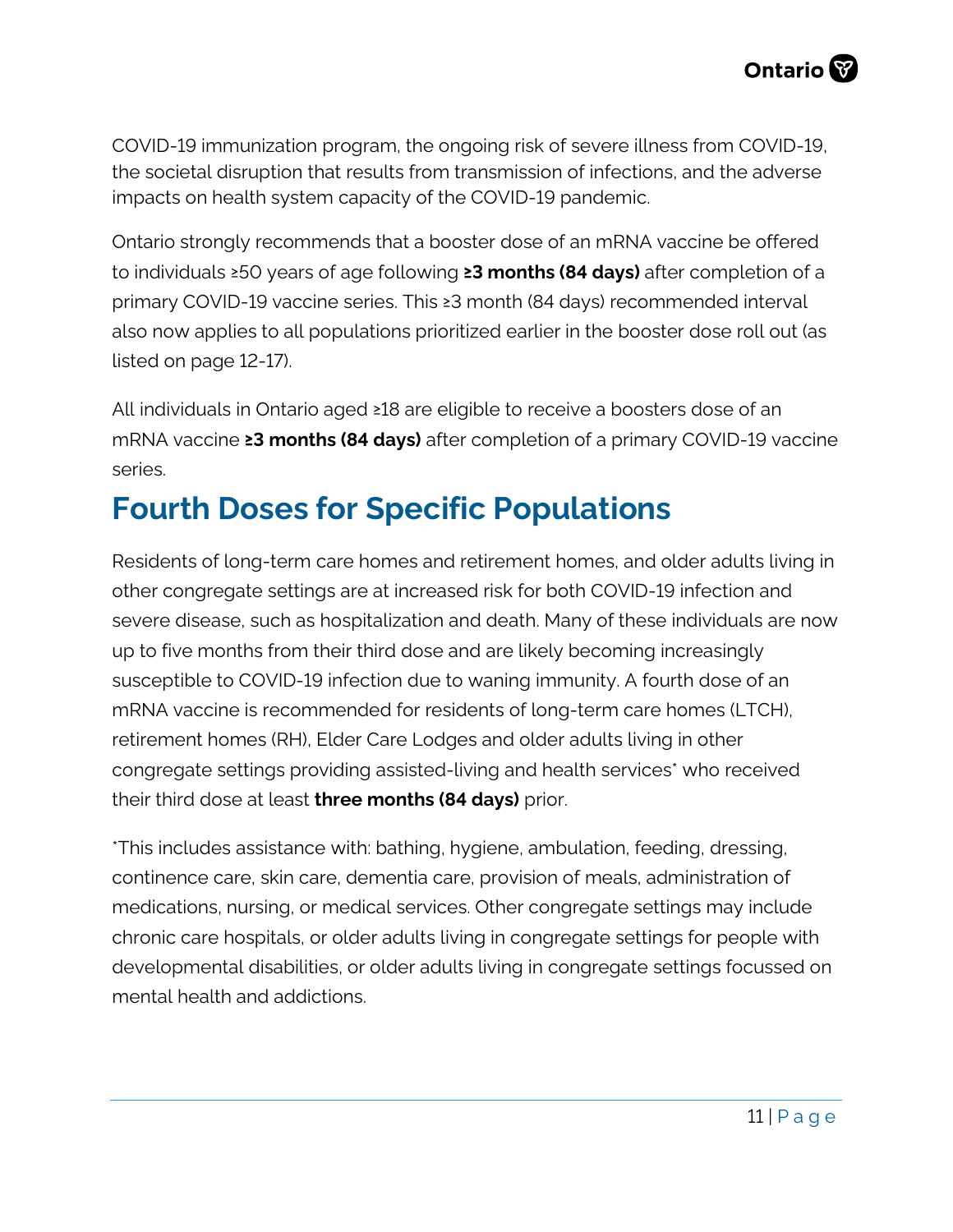COVID-19 immunization program, the ongoing risk of severe illness from COVID-19, the societal disruption that results from transmission of infections, and the adverse impacts on health system capacity of the COVID-19 pandemic.

Ontario strongly recommends that a booster dose of an mRNA vaccine be offered to individuals ≥50 years of age following **≥3 months (84 days)** after completion of a primary COVID-19 vaccine series. This ≥3 month (84 days) recommended interval also now applies to all populations prioritized earlier in the booster dose roll out (as listed on page 12-17).

All individuals in Ontario aged ≥18 are eligible to receive a boosters dose of an mRNA vaccine **≥3 months (84 days)** after completion of a primary COVID-19 vaccine series.

## Fourth Doses for Specific Populations

Residents of long-term care homes and retirement homes, and older adults living in other congregate settings are at increased risk for both COVID-19 infection and severe disease, such as hospitalization and death. Many of these individuals are now up to five months from their third dose and are likely becoming increasingly susceptible to COVID-19 infection due to waning immunity. A fourth dose of an mRNA vaccine is recommended for residents of long-term care homes (LTCH), retirement homes (RH), Elder Care Lodges and older adults living in other congregate settings providing assisted-living and health services* who received their third dose at least **three months (84 days)** prior.

*This includes assistance with: bathing, hygiene, ambulation, feeding, dressing, continence care, skin care, dementia care, provision of meals, administration of medications, nursing, or medical services. Other congregate settings may include chronic care hospitals, or older adults living in congregate settings for people with developmental disabilities, or older adults living in congregate settings focussed on mental health and addictions.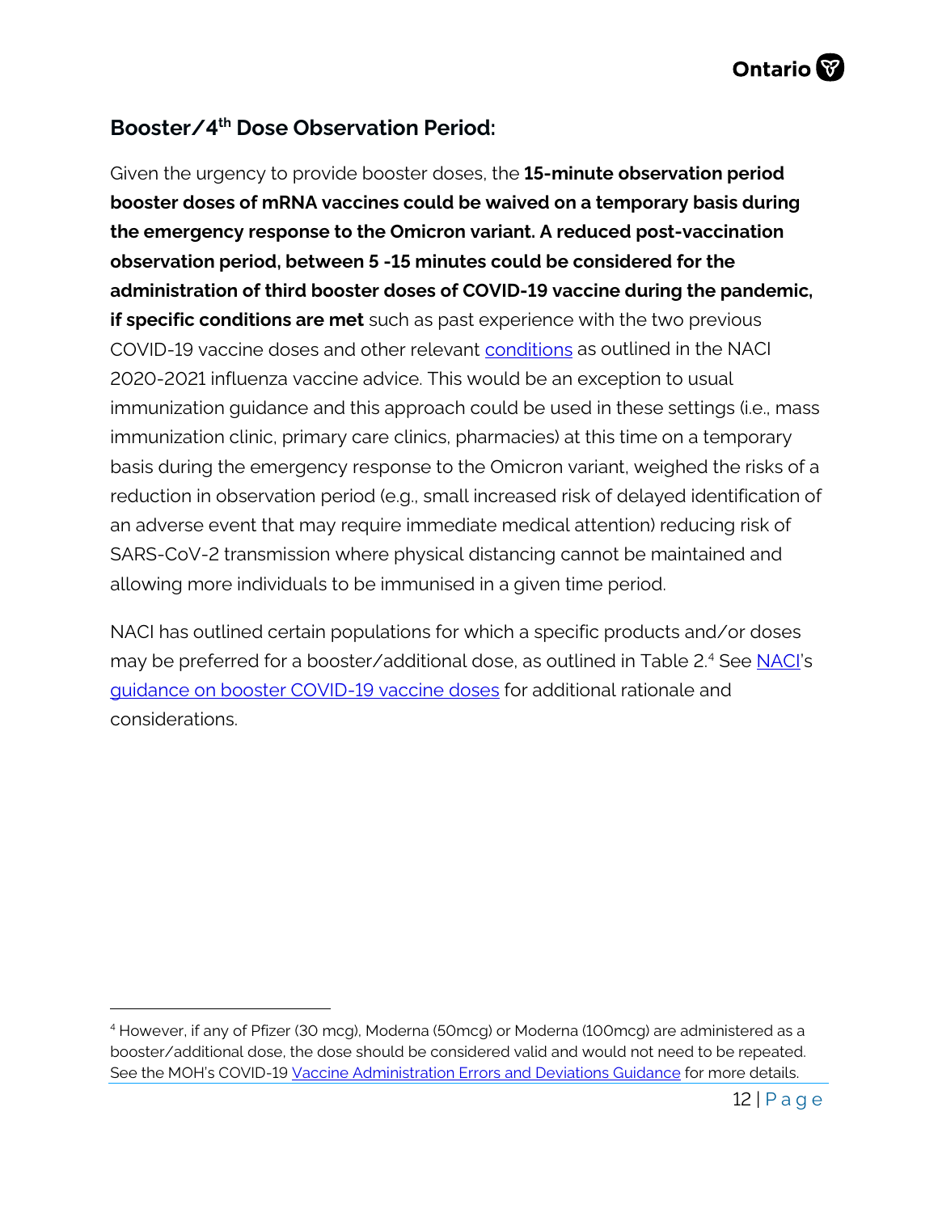## Booster/4th Dose Observation Period:

Given the urgency to provide booster doses, the **15-minute observation period booster doses of mRNA vaccines could be waived on a temporary basis during the emergency response to the Omicron variant. A reduced post-vaccination observation period, between 5 -15 minutes could be considered for the administration of third booster doses of COVID-19 vaccine during the pandemic, if specific conditions are met** such as past experience with the two previous COVID-19 vaccine doses and other relevant conditions as outlined in the NACI 2020-2021 influenza vaccine advice. This would be an exception to usual immunization guidance and this approach could be used in these settings (i.e., mass immunization clinic, primary care clinics, pharmacies) at this time on a temporary basis during the emergency response to the Omicron variant, weighed the risks of a reduction in observation period (e.g., small increased risk of delayed identification of an adverse event that may require immediate medical attention) reducing risk of SARS-CoV-2 transmission where physical distancing cannot be maintained and allowing more individuals to be immunised in a given time period.

NACI has outlined certain populations for which a specific products and/or doses may be preferred for a booster/additional dose, as outlined in Table 2.[4] See NACI's guidance on booster COVID-19 vaccine doses for additional rationale and considerations.

[4] However, if any of Pfizer (30 mcg), Moderna (50mcg) or Moderna (100mcg) are administered as a booster/additional dose, the dose should be considered valid and would not need to be repeated. See the MOH's COVID-19 Vaccine Administration Errors and Deviations Guidance for more details.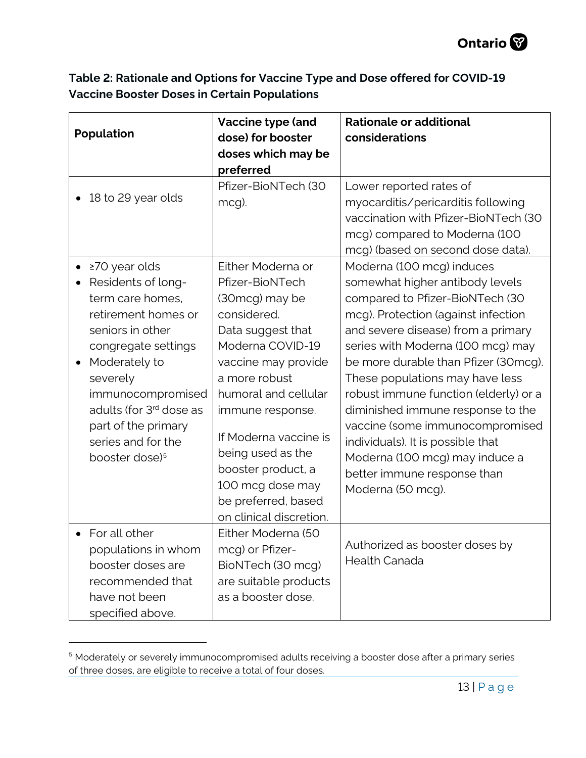**Table 2: Rationale and Options for Vaccine Type and Dose offered for COVID-19 Vaccine Booster Doses in Certain Populations**

| Population | Vaccine type (and dose) for booster doses which may be preferred | Rationale or additional considerations |
|---|---|---|
| • 18 to 29 year olds | Pfizer-BioNTech (30 mcg). | Lower reported rates of myocarditis/pericarditis following vaccination with Pfizer-BioNTech (30 mcg) compared to Moderna (100 mcg) (based on second dose data). |
| • ≥70 year olds<br>• Residents of long-term care homes, retirement homes or seniors in other congregate settings<br>• Moderately to severely immunocompromised adults (for 3rd dose as part of the primary series and for the booster dose)[5] | Either Moderna or Pfizer-BioNTech (30mcg) may be considered. Data suggest that Moderna COVID-19 vaccine may provide a more robust humoral and cellular immune response.<br><br>If Moderna vaccine is being used as the booster product, a 100 mcg dose may be preferred, based on clinical discretion. | Moderna (100 mcg) induces somewhat higher antibody levels compared to Pfizer-BioNTech (30 mcg). Protection (against infection and severe disease) from a primary series with Moderna (100 mcg) may be more durable than Pfizer (30mcg). These populations may have less robust immune function (elderly) or a diminished immune response to the vaccine (some immunocompromised individuals). It is possible that Moderna (100 mcg) may induce a better immune response than Moderna (50 mcg). |
| • For all other populations in whom booster doses are recommended that have not been specified above. | Either Moderna (50 mcg) or Pfizer-BioNTech (30 mcg) are suitable products as a booster dose. | Authorized as booster doses by Health Canada |

[5] Moderately or severely immunocompromised adults receiving a booster dose after a primary series of three doses, are eligible to receive a total of four doses.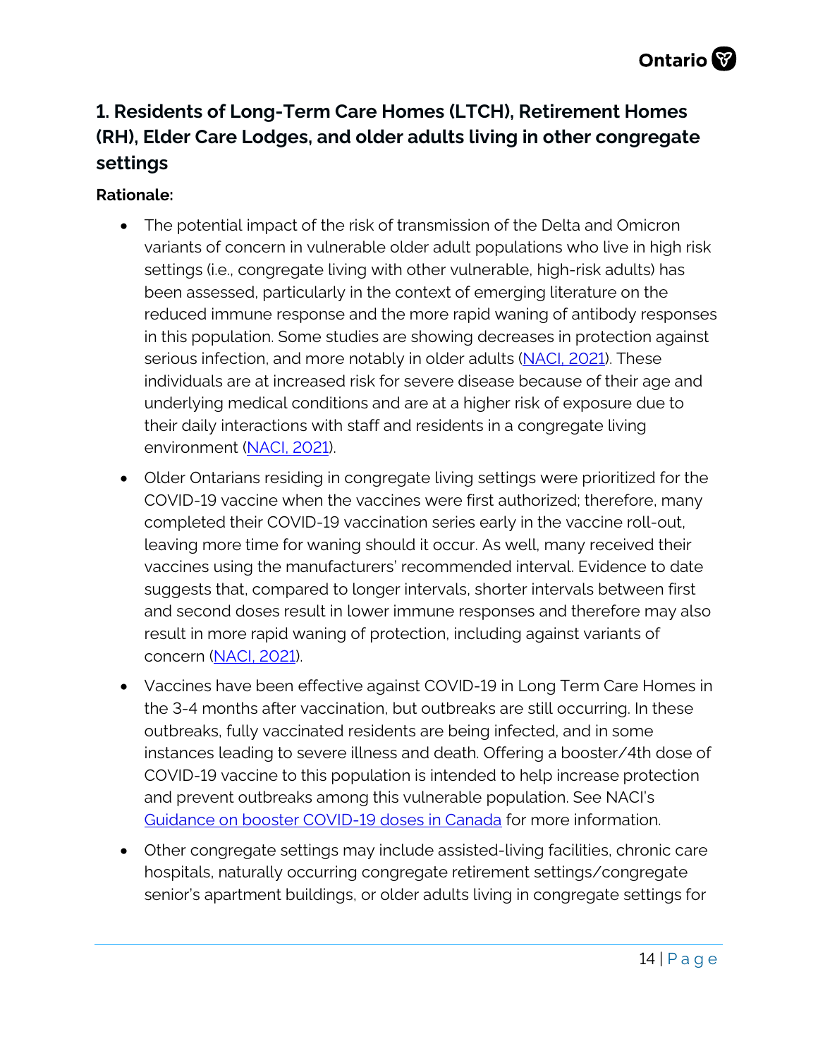## 1. Residents of Long-Term Care Homes (LTCH), Retirement Homes (RH), Elder Care Lodges, and older adults living in other congregate settings

**Rationale:**

- The potential impact of the risk of transmission of the Delta and Omicron variants of concern in vulnerable older adult populations who live in high risk settings (i.e., congregate living with other vulnerable, high-risk adults) has been assessed, particularly in the context of emerging literature on the reduced immune response and the more rapid waning of antibody responses in this population. Some studies are showing decreases in protection against serious infection, and more notably in older adults (NACI, 2021). These individuals are at increased risk for severe disease because of their age and underlying medical conditions and are at a higher risk of exposure due to their daily interactions with staff and residents in a congregate living environment (NACI, 2021).
- Older Ontarians residing in congregate living settings were prioritized for the COVID-19 vaccine when the vaccines were first authorized; therefore, many completed their COVID-19 vaccination series early in the vaccine roll-out, leaving more time for waning should it occur. As well, many received their vaccines using the manufacturers' recommended interval. Evidence to date suggests that, compared to longer intervals, shorter intervals between first and second doses result in lower immune responses and therefore may also result in more rapid waning of protection, including against variants of concern (NACI, 2021).
- Vaccines have been effective against COVID-19 in Long Term Care Homes in the 3-4 months after vaccination, but outbreaks are still occurring. In these outbreaks, fully vaccinated residents are being infected, and in some instances leading to severe illness and death. Offering a booster/4th dose of COVID-19 vaccine to this population is intended to help increase protection and prevent outbreaks among this vulnerable population. See NACI's Guidance on booster COVID-19 doses in Canada for more information.
- Other congregate settings may include assisted-living facilities, chronic care hospitals, naturally occurring congregate retirement settings/congregate senior's apartment buildings, or older adults living in congregate settings for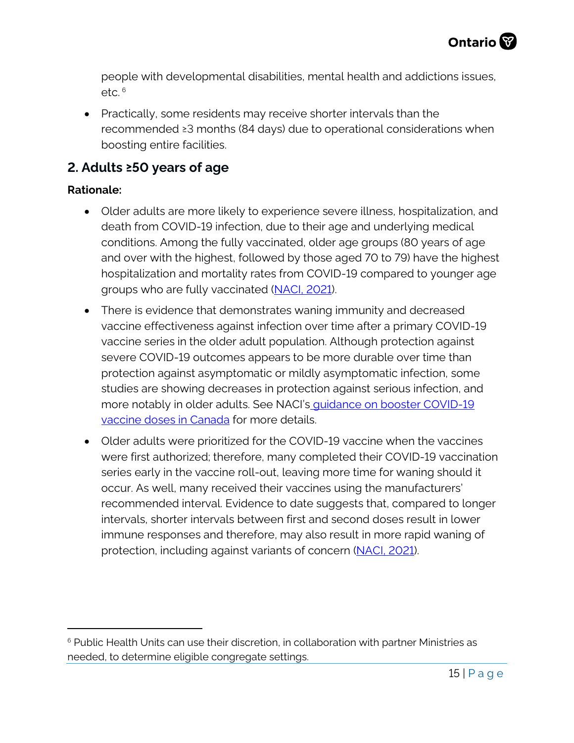people with developmental disabilities, mental health and addictions issues, etc. [6]

- Practically, some residents may receive shorter intervals than the recommended ≥3 months (84 days) due to operational considerations when boosting entire facilities.

## 2. Adults ≥50 years of age

**Rationale:**

- Older adults are more likely to experience severe illness, hospitalization, and death from COVID-19 infection, due to their age and underlying medical conditions. Among the fully vaccinated, older age groups (80 years of age and over with the highest, followed by those aged 70 to 79) have the highest hospitalization and mortality rates from COVID-19 compared to younger age groups who are fully vaccinated (NACI, 2021).
- There is evidence that demonstrates waning immunity and decreased vaccine effectiveness against infection over time after a primary COVID-19 vaccine series in the older adult population. Although protection against severe COVID-19 outcomes appears to be more durable over time than protection against asymptomatic or mildly asymptomatic infection, some studies are showing decreases in protection against serious infection, and more notably in older adults. See NACI's guidance on booster COVID-19 vaccine doses in Canada for more details.
- Older adults were prioritized for the COVID-19 vaccine when the vaccines were first authorized; therefore, many completed their COVID-19 vaccination series early in the vaccine roll-out, leaving more time for waning should it occur. As well, many received their vaccines using the manufacturers' recommended interval. Evidence to date suggests that, compared to longer intervals, shorter intervals between first and second doses result in lower immune responses and therefore, may also result in more rapid waning of protection, including against variants of concern (NACI, 2021).

[6] Public Health Units can use their discretion, in collaboration with partner Ministries as needed, to determine eligible congregate settings.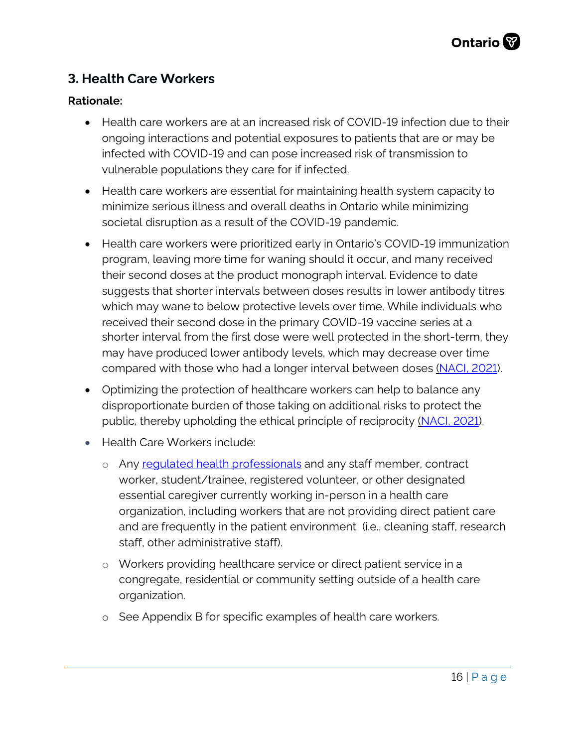## 3. Health Care Workers

**Rationale:**

- Health care workers are at an increased risk of COVID-19 infection due to their ongoing interactions and potential exposures to patients that are or may be infected with COVID-19 and can pose increased risk of transmission to vulnerable populations they care for if infected.
- Health care workers are essential for maintaining health system capacity to minimize serious illness and overall deaths in Ontario while minimizing societal disruption as a result of the COVID-19 pandemic.
- Health care workers were prioritized early in Ontario's COVID-19 immunization program, leaving more time for waning should it occur, and many received their second doses at the product monograph interval. Evidence to date suggests that shorter intervals between doses results in lower antibody titres which may wane to below protective levels over time. While individuals who received their second dose in the primary COVID-19 vaccine series at a shorter interval from the first dose were well protected in the short-term, they may have produced lower antibody levels, which may decrease over time compared with those who had a longer interval between doses (NACI, 2021).
- Optimizing the protection of healthcare workers can help to balance any disproportionate burden of those taking on additional risks to protect the public, thereby upholding the ethical principle of reciprocity (NACI, 2021).
- Health Care Workers include:
  - Any regulated health professionals and any staff member, contract worker, student/trainee, registered volunteer, or other designated essential caregiver currently working in-person in a health care organization, including workers that are not providing direct patient care and are frequently in the patient environment (i.e., cleaning staff, research staff, other administrative staff).
  - Workers providing healthcare service or direct patient service in a congregate, residential or community setting outside of a health care organization.
  - See Appendix B for specific examples of health care workers.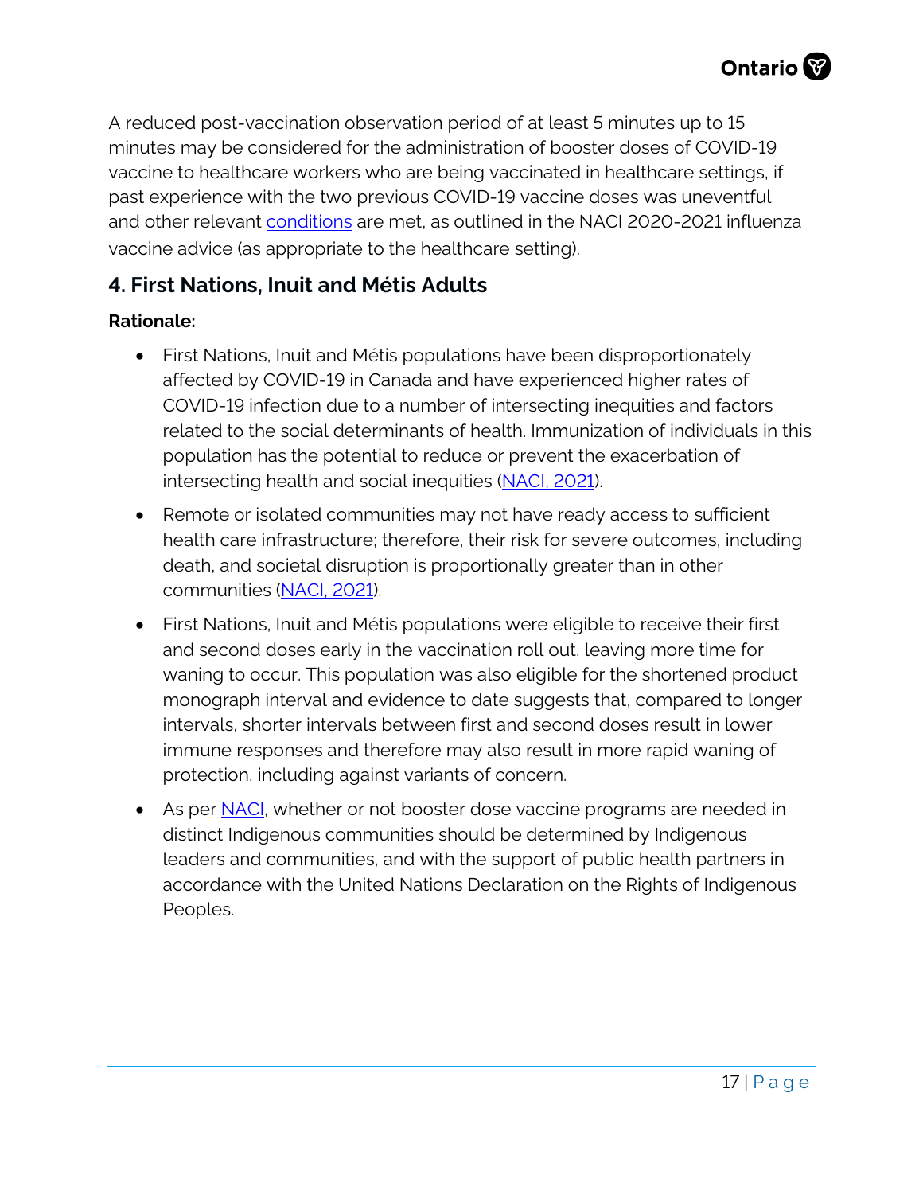A reduced post-vaccination observation period of at least 5 minutes up to 15 minutes may be considered for the administration of booster doses of COVID-19 vaccine to healthcare workers who are being vaccinated in healthcare settings, if past experience with the two previous COVID-19 vaccine doses was uneventful and other relevant conditions are met, as outlined in the NACI 2020-2021 influenza vaccine advice (as appropriate to the healthcare setting).

## 4. First Nations, Inuit and Métis Adults

**Rationale:**

- First Nations, Inuit and Métis populations have been disproportionately affected by COVID-19 in Canada and have experienced higher rates of COVID-19 infection due to a number of intersecting inequities and factors related to the social determinants of health. Immunization of individuals in this population has the potential to reduce or prevent the exacerbation of intersecting health and social inequities (NACI, 2021).
- Remote or isolated communities may not have ready access to sufficient health care infrastructure; therefore, their risk for severe outcomes, including death, and societal disruption is proportionally greater than in other communities (NACI, 2021).
- First Nations, Inuit and Métis populations were eligible to receive their first and second doses early in the vaccination roll out, leaving more time for waning to occur. This population was also eligible for the shortened product monograph interval and evidence to date suggests that, compared to longer intervals, shorter intervals between first and second doses result in lower immune responses and therefore may also result in more rapid waning of protection, including against variants of concern.
- As per NACI, whether or not booster dose vaccine programs are needed in distinct Indigenous communities should be determined by Indigenous leaders and communities, and with the support of public health partners in accordance with the United Nations Declaration on the Rights of Indigenous Peoples.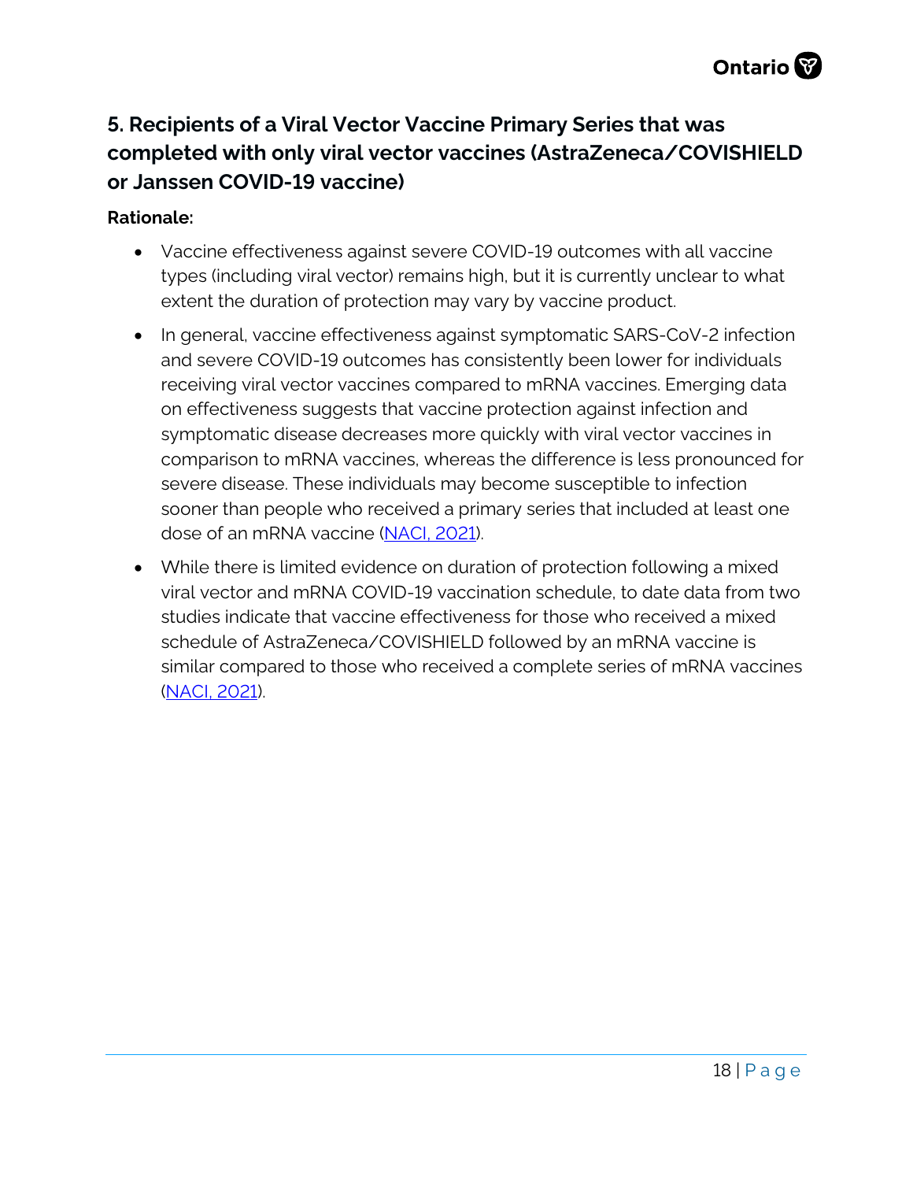## 5. Recipients of a Viral Vector Vaccine Primary Series that was completed with only viral vector vaccines (AstraZeneca/COVISHIELD or Janssen COVID-19 vaccine)

**Rationale:**

- Vaccine effectiveness against severe COVID-19 outcomes with all vaccine types (including viral vector) remains high, but it is currently unclear to what extent the duration of protection may vary by vaccine product.
- In general, vaccine effectiveness against symptomatic SARS-CoV-2 infection and severe COVID-19 outcomes has consistently been lower for individuals receiving viral vector vaccines compared to mRNA vaccines. Emerging data on effectiveness suggests that vaccine protection against infection and symptomatic disease decreases more quickly with viral vector vaccines in comparison to mRNA vaccines, whereas the difference is less pronounced for severe disease. These individuals may become susceptible to infection sooner than people who received a primary series that included at least one dose of an mRNA vaccine (NACI, 2021).
- While there is limited evidence on duration of protection following a mixed viral vector and mRNA COVID-19 vaccination schedule, to date data from two studies indicate that vaccine effectiveness for those who received a mixed schedule of AstraZeneca/COVISHIELD followed by an mRNA vaccine is similar compared to those who received a complete series of mRNA vaccines (NACI, 2021).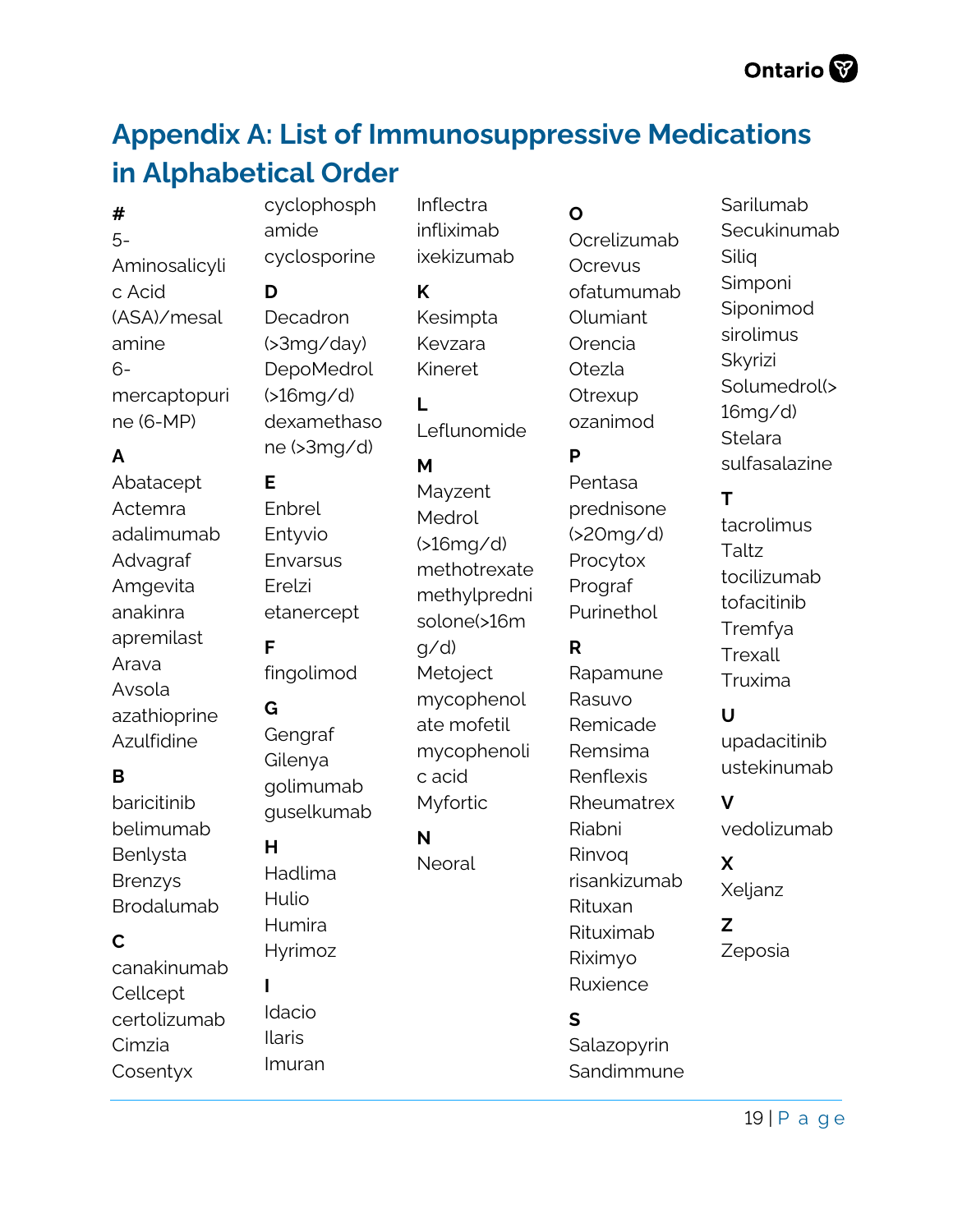## Appendix A: List of Immunosuppressive Medications in Alphabetical Order

**#**

5-Aminosalicylic Acid (ASA)/mesalamine
6-mercaptopurine (6-MP)

**A**

Abatacept
Actemra
adalimumab
Advagraf
Amgevita
anakinra
apremilast
Arava
Avsola
azathioprine
Azulfidine

**B**

baricitinib
belimumab
Benlysta
Brenzys
Brodalumab

**C**

canakinumab
Cellcept
certolizumab
Cimzia
Cosentyx
cyclophosphamide
cyclosporine

**D**

Decadron (>3mg/day)
DepoMedrol (>16mg/d)
dexamethasone (>3mg/d)

**E**

Enbrel
Entyvio
Envarsus
Erelzi
etanercept

**F**

fingolimod

**G**

Gengraf
Gilenya
golimumab
guselkumab

**H**

Hadlima
Hulio
Humira
Hyrimoz

**I**

Idacio
Ilaris
Imuran
Inflectra
infliximab
ixekizumab

**K**

Kesimpta
Kevzara
Kineret

**L**

Leflunomide

**M**

Mayzent
Medrol (>16mg/d)
methotrexate
methylprednisolone(>16mg/d)
Metoject
mycophenolate mofetil
mycophenolic acid
Myfortic

**N**

Neoral

**O**

Ocrelizumab
Ocrevus
ofatumumab
Olumiant
Orencia
Otezla
Otrexup
ozanimod

**P**

Pentasa
prednisone (>20mg/d)
Procytox
Prograf
Purinethol

**R**

Rapamune
Rasuvo
Remicade
Remsima
Renflexis
Rheumatrex
Riabni
Rinvoq
risankizumab
Rituxan
Rituximab
Riximyo
Ruxience

**S**

Salazopyrin
Sandimmune
Sarilumab
Secukinumab
Siliq
Simponi
Siponimod
sirolimus
Skyrizi
Solumedrol(>16mg/d)
Stelara
sulfasalazine

**T**

tacrolimus
Taltz
tocilizumab
tofacitinib
Tremfya
Trexall
Truxima

**U**

upadacitinib
ustekinumab

**V**

vedolizumab

**X**

Xeljanz

**Z**

Zeposia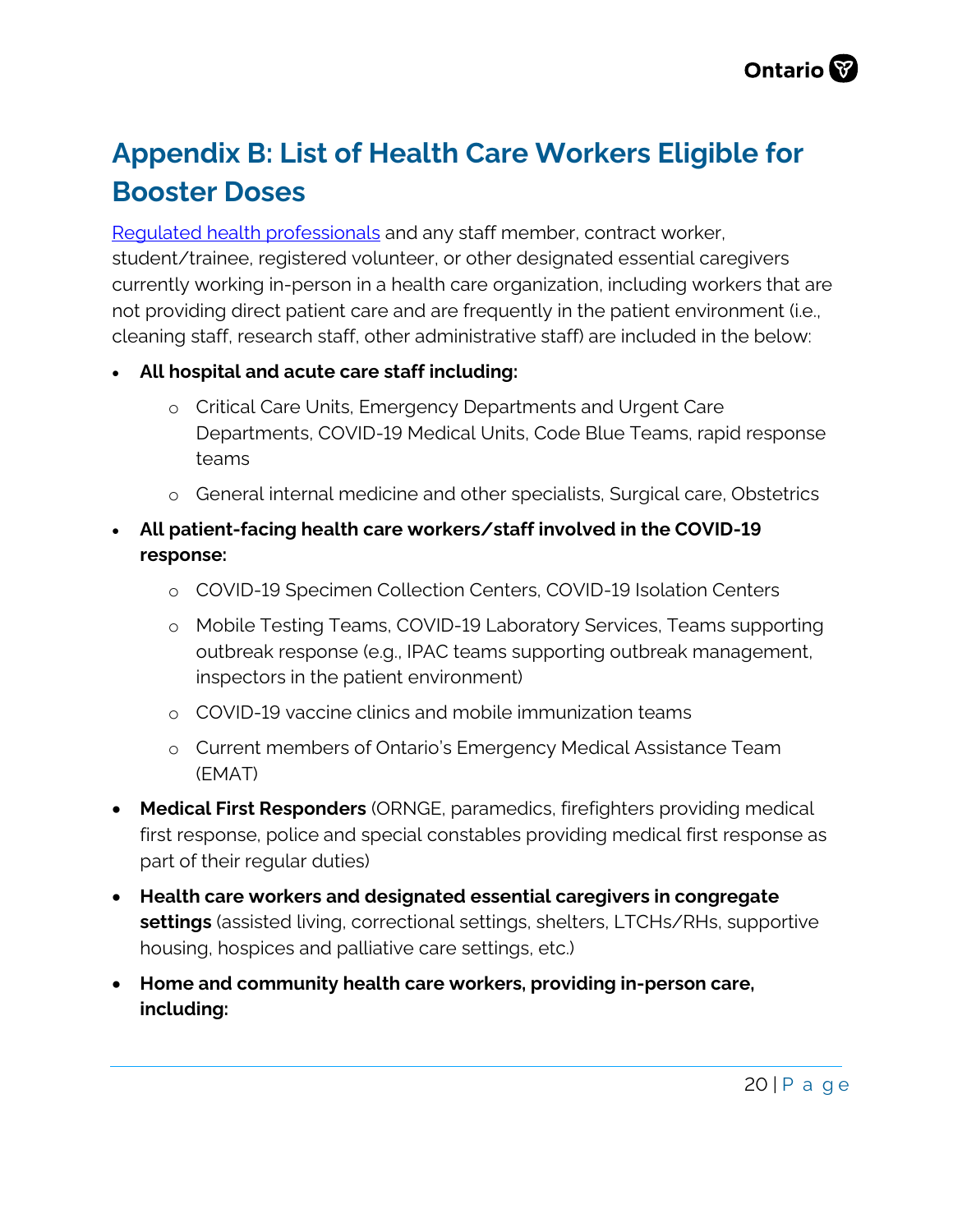# Appendix B: List of Health Care Workers Eligible for Booster Doses

[Regulated health professionals](#) and any staff member, contract worker, student/trainee, registered volunteer, or other designated essential caregivers currently working in-person in a health care organization, including workers that are not providing direct patient care and are frequently in the patient environment (i.e., cleaning staff, research staff, other administrative staff) are included in the below:

- **All hospital and acute care staff including:**
  - Critical Care Units, Emergency Departments and Urgent Care Departments, COVID-19 Medical Units, Code Blue Teams, rapid response teams
  - General internal medicine and other specialists, Surgical care, Obstetrics
- **All patient-facing health care workers/staff involved in the COVID-19 response:**
  - COVID-19 Specimen Collection Centers, COVID-19 Isolation Centers
  - Mobile Testing Teams, COVID-19 Laboratory Services, Teams supporting outbreak response (e.g., IPAC teams supporting outbreak management, inspectors in the patient environment)
  - COVID-19 vaccine clinics and mobile immunization teams
  - Current members of Ontario's Emergency Medical Assistance Team (EMAT)
- **Medical First Responders** (ORNGE, paramedics, firefighters providing medical first response, police and special constables providing medical first response as part of their regular duties)
- **Health care workers and designated essential caregivers in congregate settings** (assisted living, correctional settings, shelters, LTCHs/RHs, supportive housing, hospices and palliative care settings, etc.)
- **Home and community health care workers, providing in-person care, including:**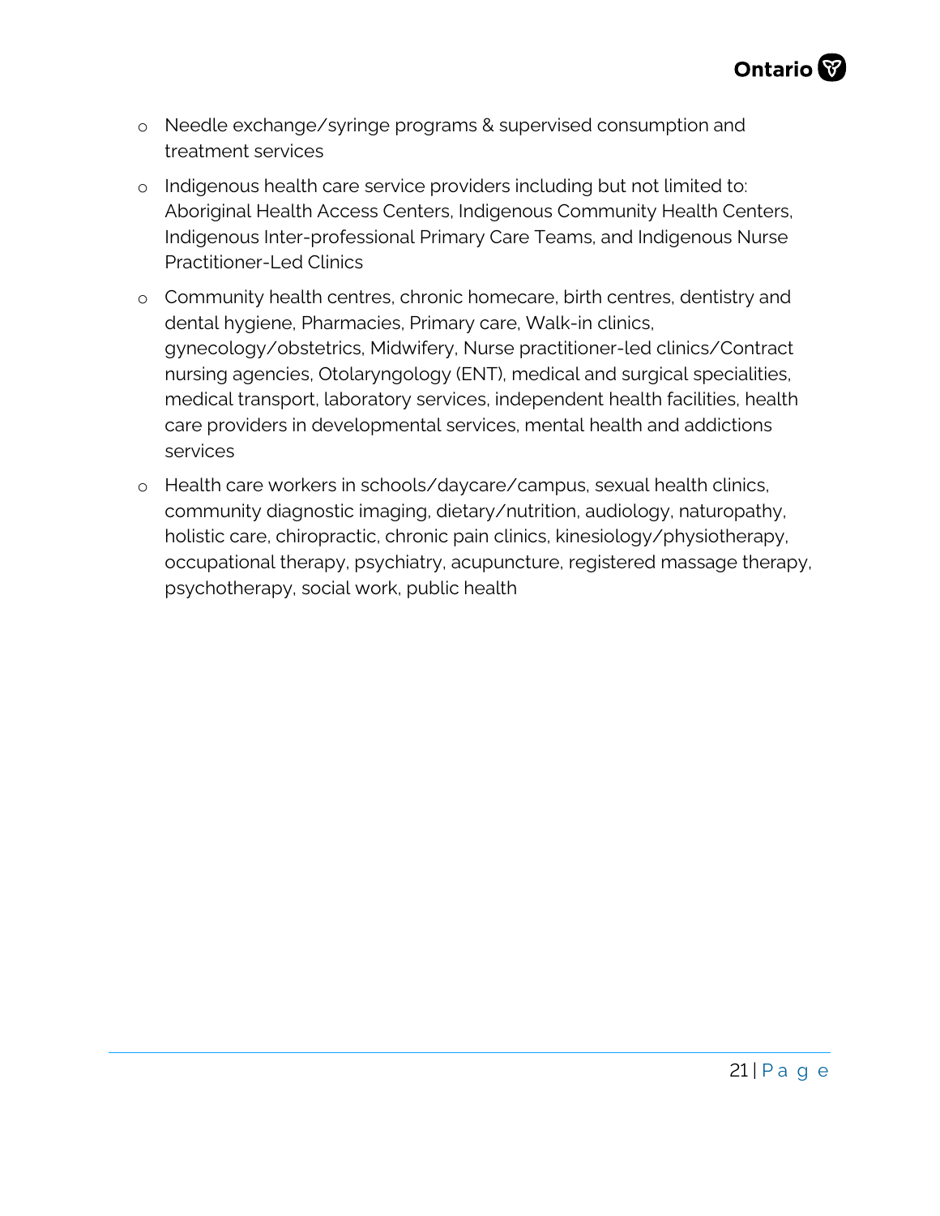- Needle exchange/syringe programs & supervised consumption and treatment services
- Indigenous health care service providers including but not limited to: Aboriginal Health Access Centers, Indigenous Community Health Centers, Indigenous Inter-professional Primary Care Teams, and Indigenous Nurse Practitioner-Led Clinics
- Community health centres, chronic homecare, birth centres, dentistry and dental hygiene, Pharmacies, Primary care, Walk-in clinics, gynecology/obstetrics, Midwifery, Nurse practitioner-led clinics/Contract nursing agencies, Otolaryngology (ENT), medical and surgical specialities, medical transport, laboratory services, independent health facilities, health care providers in developmental services, mental health and addictions services
- Health care workers in schools/daycare/campus, sexual health clinics, community diagnostic imaging, dietary/nutrition, audiology, naturopathy, holistic care, chiropractic, chronic pain clinics, kinesiology/physiotherapy, occupational therapy, psychiatry, acupuncture, registered massage therapy, psychotherapy, social work, public health